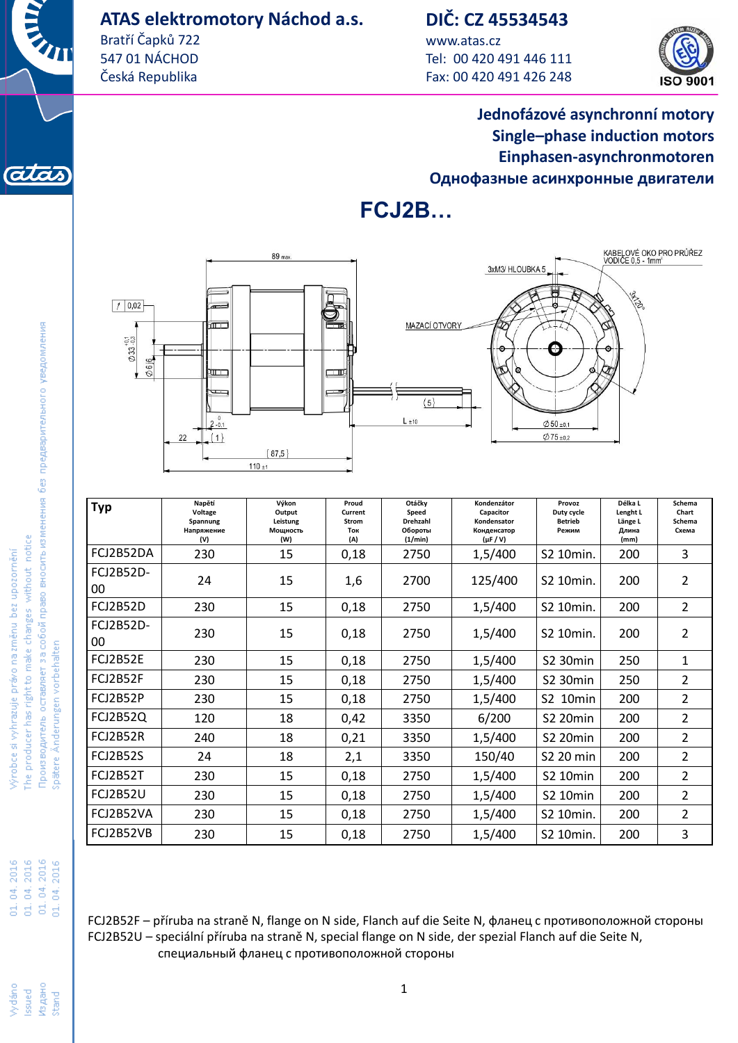**ATAS elektromotory Náchod a.s.**
Bratří Čapků 722
547 01 NÁCHOD
Česká Republika

**DIČ: CZ 45534543**
www.atas.cz
Tel: 00 420 491 446 111
Fax: 00 420 491 426 248

ISO 9001

## Jednofázové asynchronní motory
## Single–phase induction motors
## Einphasen-asynchronmotoren
## Однофазные асинхронные двигатели

# FCJ2B…

| Typ | Napětí Voltage Spannung Напряжение (V) | Výkon Output Leistung Мощность (W) | Proud Current Strom Ток (A) | Otáčky Speed Drehzahl Обороты (1/min) | Kondenzátor Capacitor Kondensator Конденсатор (μF / V) | Provoz Duty cycle Betrieb Режим | Délka L Lenght L Länge L Длина (mm) | Schema Chart Schema Схема |
|---|---|---|---|---|---|---|---|---|
| FCJ2B52DA | 230 | 15 | 0,18 | 2750 | 1,5/400 | S2 10min. | 200 | 3 |
| FCJ2B52D-00 | 24 | 15 | 1,6 | 2700 | 125/400 | S2 10min. | 200 | 2 |
| FCJ2B52D | 230 | 15 | 0,18 | 2750 | 1,5/400 | S2 10min. | 200 | 2 |
| FCJ2B52D-00 | 230 | 15 | 0,18 | 2750 | 1,5/400 | S2 10min. | 200 | 2 |
| FCJ2B52E | 230 | 15 | 0,18 | 2750 | 1,5/400 | S2 30min | 250 | 1 |
| FCJ2B52F | 230 | 15 | 0,18 | 2750 | 1,5/400 | S2 30min | 250 | 2 |
| FCJ2B52P | 230 | 15 | 0,18 | 2750 | 1,5/400 | S2 10min | 200 | 2 |
| FCJ2B52Q | 120 | 18 | 0,42 | 3350 | 6/200 | S2 20min | 200 | 2 |
| FCJ2B52R | 240 | 18 | 0,21 | 3350 | 1,5/400 | S2 20min | 200 | 2 |
| FCJ2B52S | 24 | 18 | 2,1 | 3350 | 150/40 | S2 20 min | 200 | 2 |
| FCJ2B52T | 230 | 15 | 0,18 | 2750 | 1,5/400 | S2 10min | 200 | 2 |
| FCJ2B52U | 230 | 15 | 0,18 | 2750 | 1,5/400 | S2 10min | 200 | 2 |
| FCJ2B52VA | 230 | 15 | 0,18 | 2750 | 1,5/400 | S2 10min. | 200 | 2 |
| FCJ2B52VB | 230 | 15 | 0,18 | 2750 | 1,5/400 | S2 10min. | 200 | 3 |

FCJ2B52F – příruba na straně N, flange on N side, Flanch auf die Seite N, фланец с противоположной стороны
FCJ2B52U – speciální příruba na straně N, special flange on N side, der spezial Flanch auf die Seite N, специальный фланец с противоположной стороны

Výrobce si vyhrazuje právo na změnu bez upozornění
The producer has right to make changes without notice
Производитель оставляет за собой право вносить изменения без предварительного уведомления
Spätere Änderungen vorbehalten

Vydáno 01. 04. 2016
Issued 01. 04. 2016
Издано 01. 04. 2016
Stand 01. 04. 2016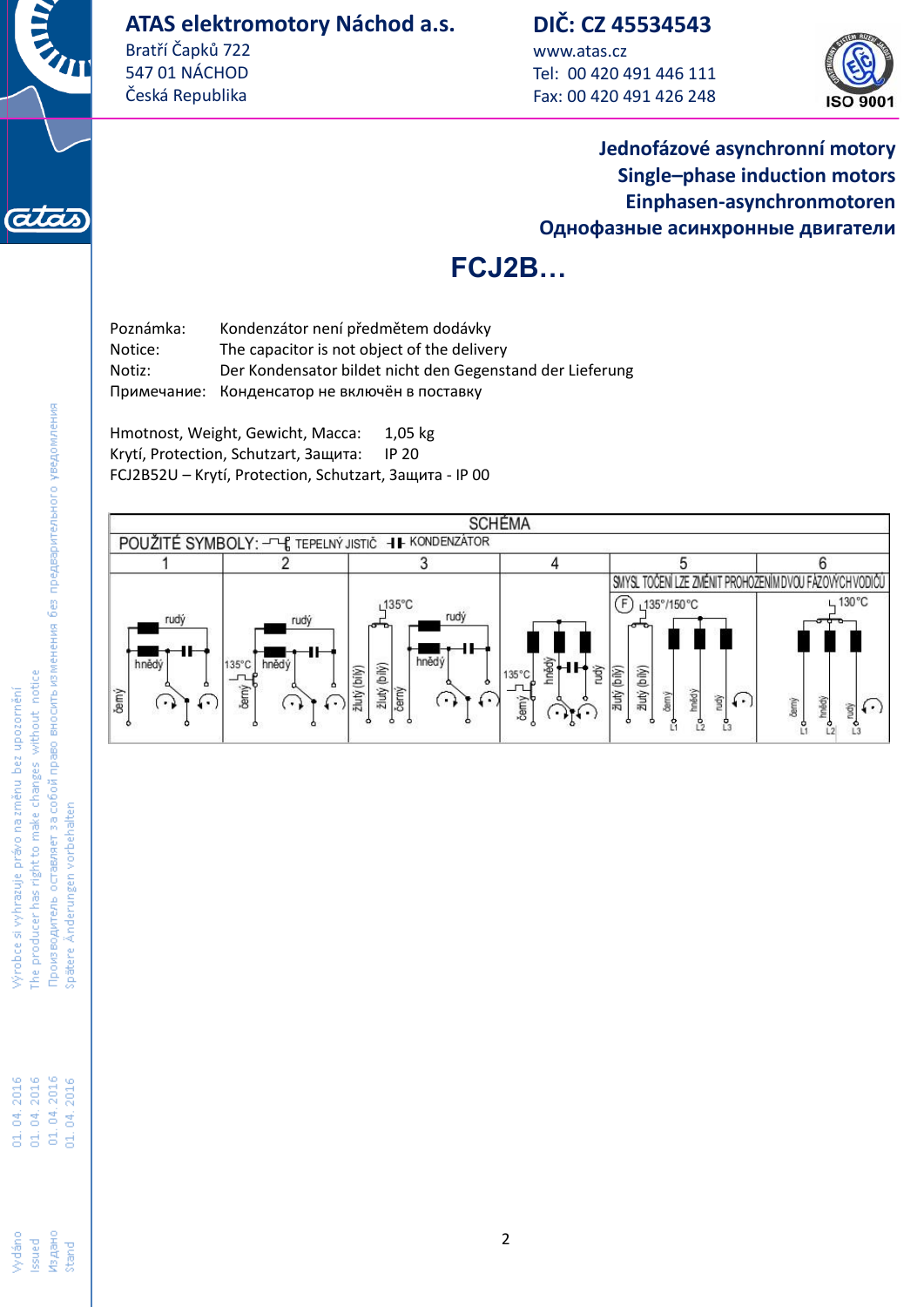ATAS elektromotory Náchod a.s.
Bratří Čapků 722
547 01 NÁCHOD
Česká Republika

DIČ: CZ 45534543
www.atas.cz
Tel: 00 420 491 446 111
Fax: 00 420 491 426 248

ISO 9001

## Jednofázové asynchronní motory
## Single–phase induction motors
## Einphasen-asynchronmotoren
## Однофазные асинхронные двигатели

# FCJ2B…

| | |
|---|---|
| Poznámka: | Kondenzátor není předmětem dodávky |
| Notice: | The capacitor is not object of the delivery |
| Notiz: | Der Kondensator bildet nicht den Gegenstand der Lieferung |
| Примечание: | Конденсатор не включён в поставку |

Hmotnost, Weight, Gewicht, Масса: 1,05 kg
Krytí, Protection, Schutzart, Защита: IP 20
FCJ2B52U – Krytí, Protection, Schutzart, Защита - IP 00

SCHÉMA

POUŽITÉ SYMBOLY: TEPELNÝ JISTIČ, KONDENZÁTOR

1 2 3 4 5 6

SMYSL TOČENÍ LZE ZMĚNIT PROHOZENÍM DVOU FÁZOVÝCH VODIČŮ

rudý, hnědý, černý, 135°C, žlutý (bílý), F, 135°/150°C, 130°C, L1, L2, L3

Výrobce si vyhrazuje právo na změnu bez upozornění
The producer has right to make changes without notice
Производитель оставляет за собой право вносить изменения без предварительного уведомления
Spätere Änderungen vorbehalten

Vydáno 01. 04. 2016
Issued 01. 04. 2016
Издано 01. 04. 2016
Stand 01. 04. 2016